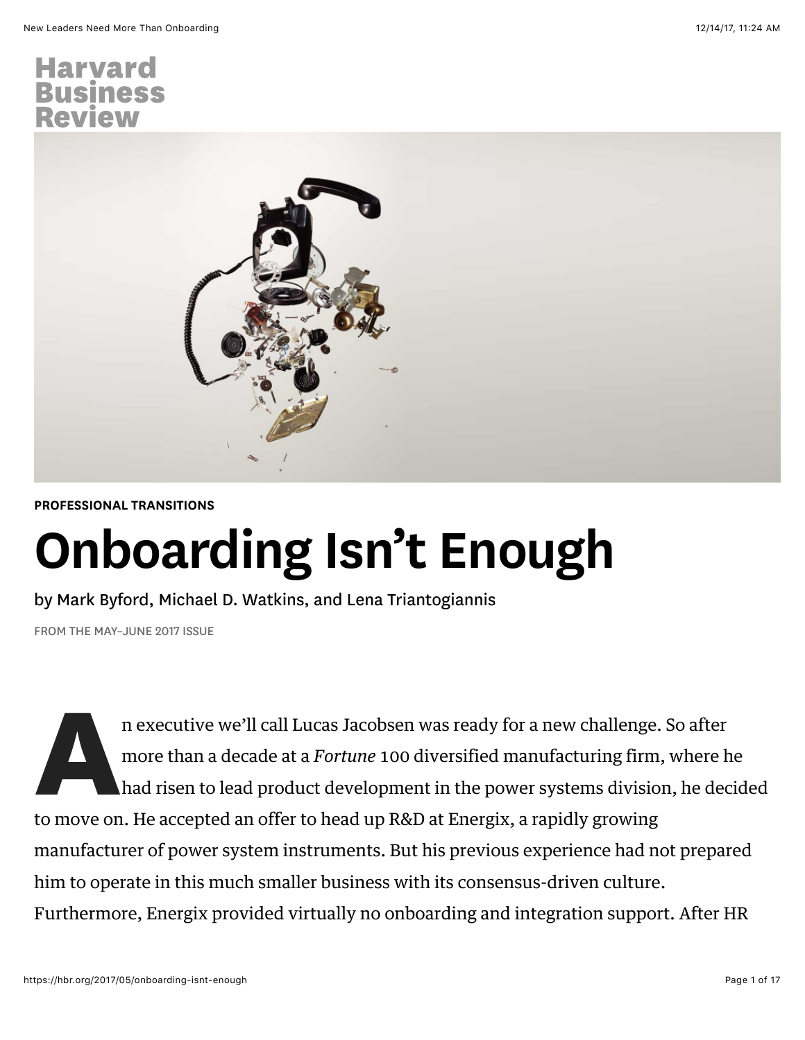# Harvard Business Review

PROFESSIONAL TRANSITIONS

# Onboarding Isn't Enough

by Mark Byford, Michael D. Watkins, and Lena Triantogiannis

FROM THE MAY–JUNE 2017 ISSUE

An executive we'll call Lucas Jacobsen was ready for a new challenge. So after more than a decade at a *Fortune* 100 diversified manufacturing firm, where he had risen to lead product development in the power systems division, he decided to move on. He accepted an offer to head up R&D at Energix, a rapidly growing manufacturer of power system instruments. But his previous experience had not prepared him to operate in this much smaller business with its consensus-driven culture. Furthermore, Energix provided virtually no onboarding and integration support. After HR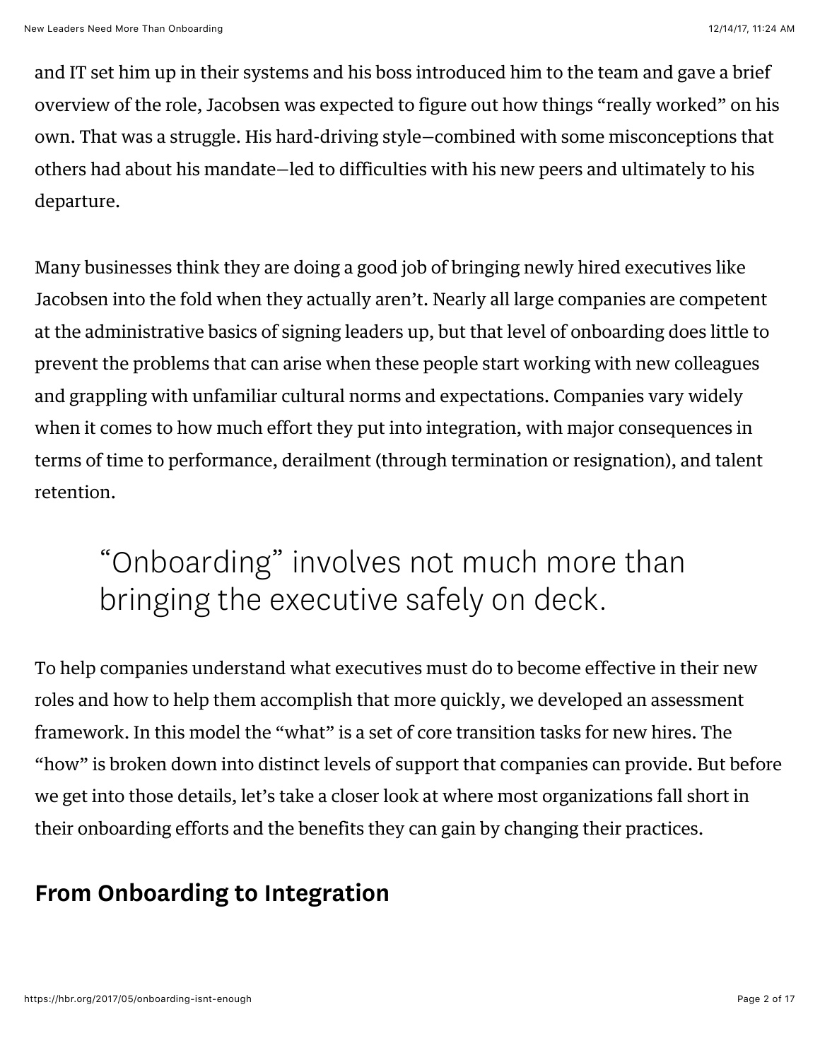and IT set him up in their systems and his boss introduced him to the team and gave a brief overview of the role, Jacobsen was expected to figure out how things "really worked" on his own. That was a struggle. His hard-driving style—combined with some misconceptions that others had about his mandate—led to difficulties with his new peers and ultimately to his departure.

Many businesses think they are doing a good job of bringing newly hired executives like Jacobsen into the fold when they actually aren't. Nearly all large companies are competent at the administrative basics of signing leaders up, but that level of onboarding does little to prevent the problems that can arise when these people start working with new colleagues and grappling with unfamiliar cultural norms and expectations. Companies vary widely when it comes to how much effort they put into integration, with major consequences in terms of time to performance, derailment (through termination or resignation), and talent retention.

> "Onboarding" involves not much more than bringing the executive safely on deck.

To help companies understand what executives must do to become effective in their new roles and how to help them accomplish that more quickly, we developed an assessment framework. In this model the "what" is a set of core transition tasks for new hires. The "how" is broken down into distinct levels of support that companies can provide. But before we get into those details, let's take a closer look at where most organizations fall short in their onboarding efforts and the benefits they can gain by changing their practices.

## From Onboarding to Integration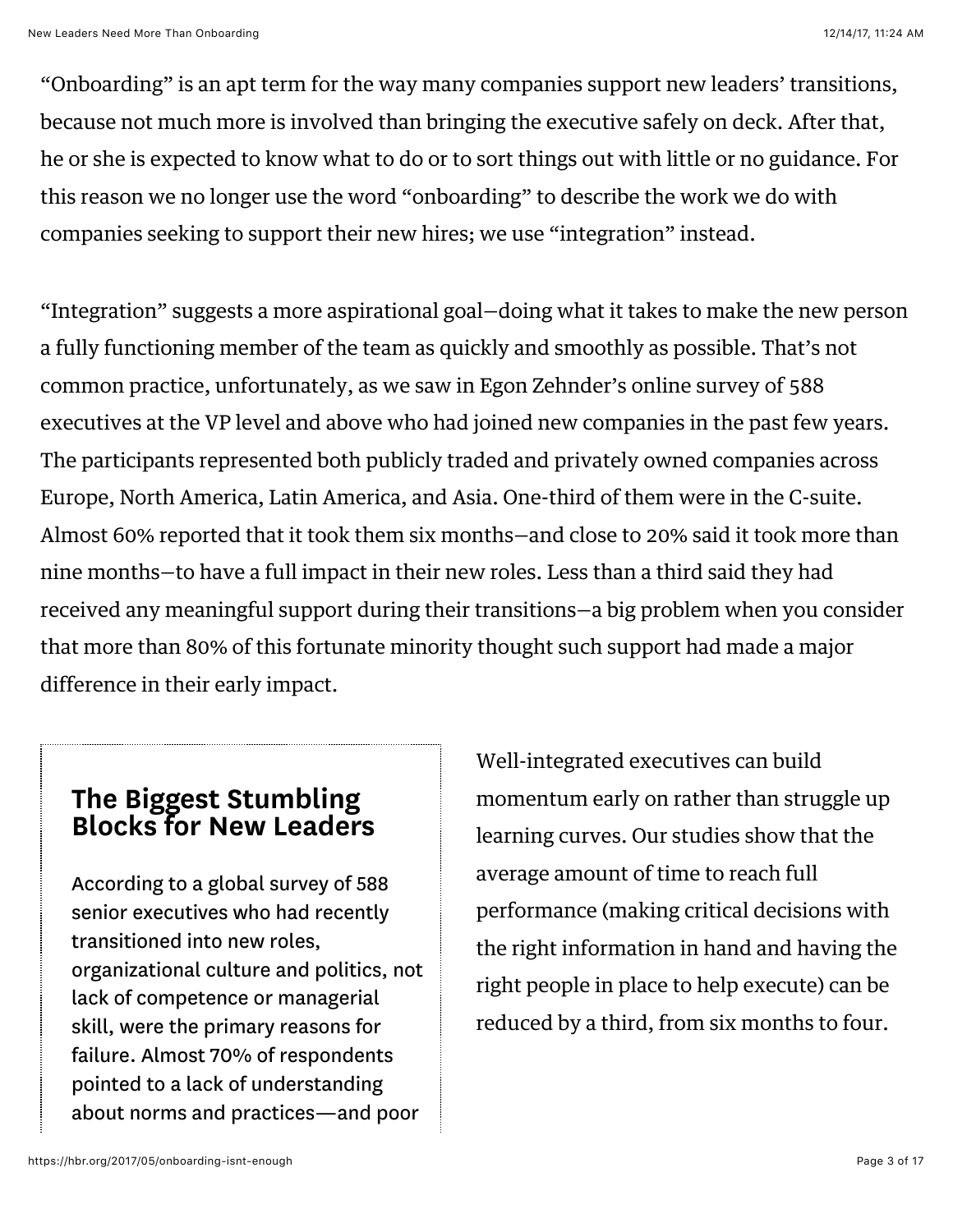"Onboarding" is an apt term for the way many companies support new leaders' transitions, because not much more is involved than bringing the executive safely on deck. After that, he or she is expected to know what to do or to sort things out with little or no guidance. For this reason we no longer use the word "onboarding" to describe the work we do with companies seeking to support their new hires; we use "integration" instead.

"Integration" suggests a more aspirational goal—doing what it takes to make the new person a fully functioning member of the team as quickly and smoothly as possible. That's not common practice, unfortunately, as we saw in Egon Zehnder's online survey of 588 executives at the VP level and above who had joined new companies in the past few years. The participants represented both publicly traded and privately owned companies across Europe, North America, Latin America, and Asia. One-third of them were in the C-suite. Almost 60% reported that it took them six months—and close to 20% said it took more than nine months—to have a full impact in their new roles. Less than a third said they had received any meaningful support during their transitions—a big problem when you consider that more than 80% of this fortunate minority thought such support had made a major difference in their early impact.

Well-integrated executives can build momentum early on rather than struggle up learning curves. Our studies show that the average amount of time to reach full performance (making critical decisions with the right information in hand and having the right people in place to help execute) can be reduced by a third, from six months to four.

## The Biggest Stumbling Blocks for New Leaders

According to a global survey of 588 senior executives who had recently transitioned into new roles, organizational culture and politics, not lack of competence or managerial skill, were the primary reasons for failure. Almost 70% of respondents pointed to a lack of understanding about norms and practices—and poor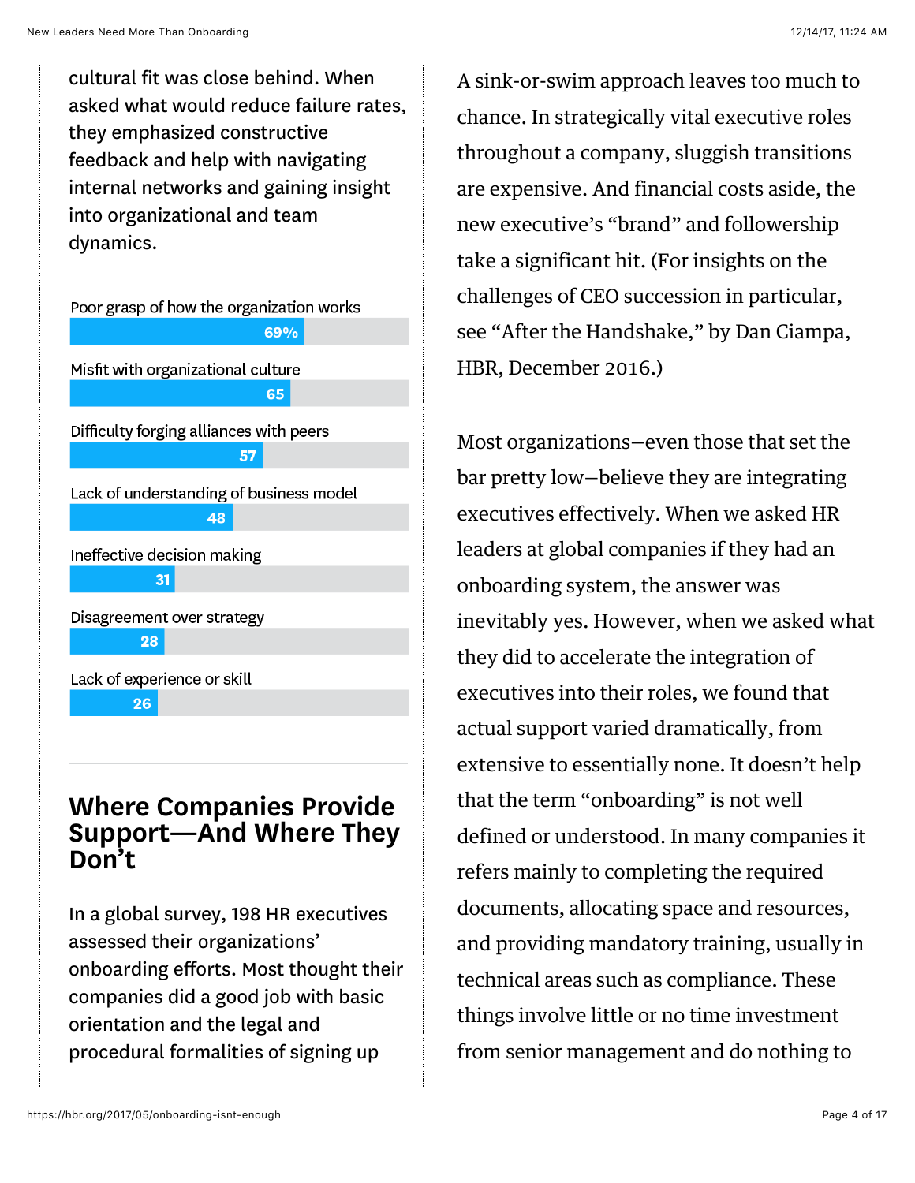cultural fit was close behind. When asked what would reduce failure rates, they emphasized constructive feedback and help with navigating internal networks and gaining insight into organizational and team dynamics.

| Reason | % |
|---|---|
| Poor grasp of how the organization works | 69% |
| Misfit with organizational culture | 65 |
| Difficulty forging alliances with peers | 57 |
| Lack of understanding of business model | 48 |
| Ineffective decision making | 31 |
| Disagreement over strategy | 28 |
| Lack of experience or skill | 26 |

## Where Companies Provide Support—And Where They Don't

In a global survey, 198 HR executives assessed their organizations' onboarding efforts. Most thought their companies did a good job with basic orientation and the legal and procedural formalities of signing up

A sink-or-swim approach leaves too much to chance. In strategically vital executive roles throughout a company, sluggish transitions are expensive. And financial costs aside, the new executive's "brand" and followership take a significant hit. (For insights on the challenges of CEO succession in particular, see "After the Handshake," by Dan Ciampa, HBR, December 2016.)

Most organizations—even those that set the bar pretty low—believe they are integrating executives effectively. When we asked HR leaders at global companies if they had an onboarding system, the answer was inevitably yes. However, when we asked what they did to accelerate the integration of executives into their roles, we found that actual support varied dramatically, from extensive to essentially none. It doesn't help that the term "onboarding" is not well defined or understood. In many companies it refers mainly to completing the required documents, allocating space and resources, and providing mandatory training, usually in technical areas such as compliance. These things involve little or no time investment from senior management and do nothing to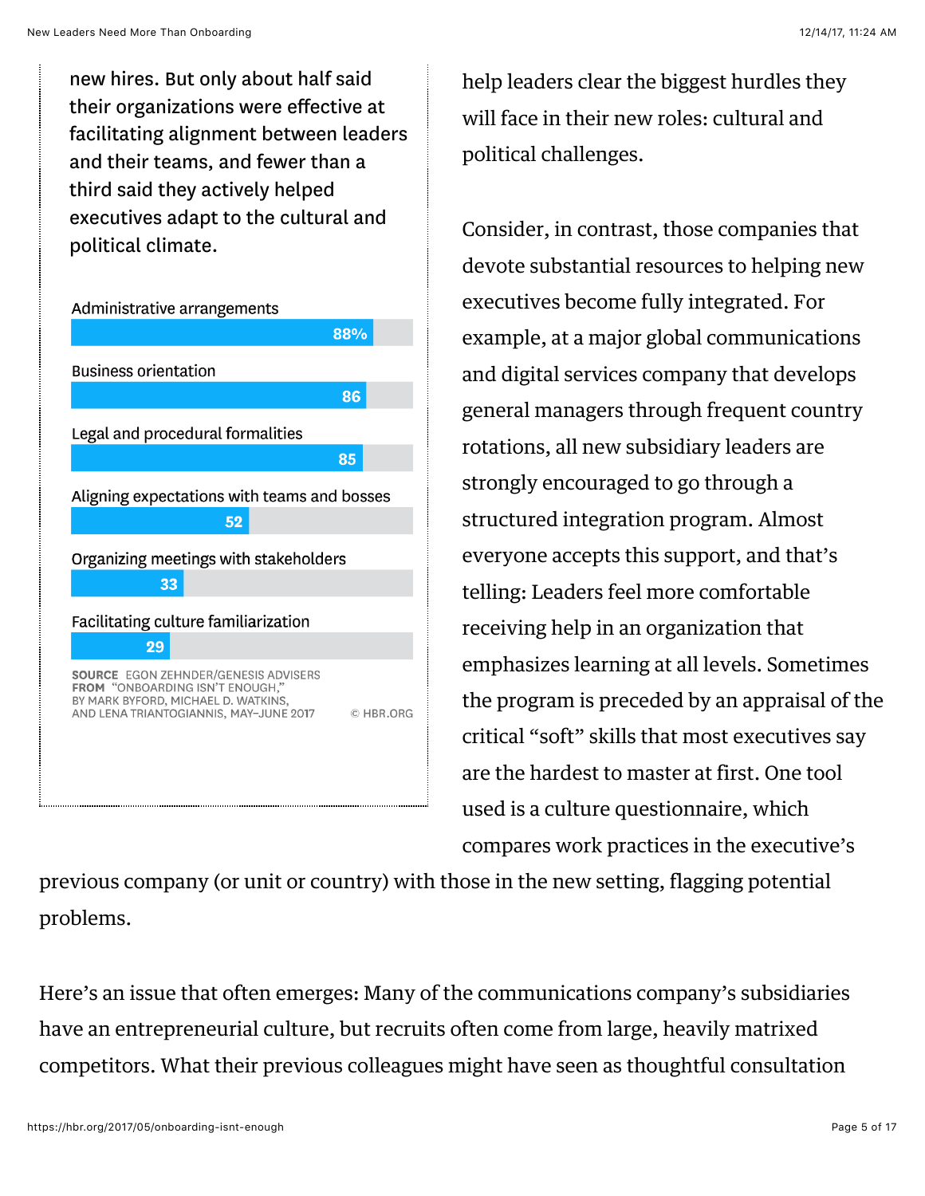new hires. But only about half said their organizations were effective at facilitating alignment between leaders and their teams, and fewer than a third said they actively helped executives adapt to the cultural and political climate.

| Category | Percentage |
| --- | --- |
| Administrative arrangements | 88% |
| Business orientation | 86 |
| Legal and procedural formalities | 85 |
| Aligning expectations with teams and bosses | 52 |
| Organizing meetings with stakeholders | 33 |
| Facilitating culture familiarization | 29 |

**SOURCE** EGON ZEHNDER/GENESIS ADVISERS
**FROM** "ONBOARDING ISN'T ENOUGH," BY MARK BYFORD, MICHAEL D. WATKINS, AND LENA TRIANTOGIANNIS, MAY–JUNE 2017 © HBR.ORG

help leaders clear the biggest hurdles they will face in their new roles: cultural and political challenges.

Consider, in contrast, those companies that devote substantial resources to helping new executives become fully integrated. For example, at a major global communications and digital services company that develops general managers through frequent country rotations, all new subsidiary leaders are strongly encouraged to go through a structured integration program. Almost everyone accepts this support, and that's telling: Leaders feel more comfortable receiving help in an organization that emphasizes learning at all levels. Sometimes the program is preceded by an appraisal of the critical "soft" skills that most executives say are the hardest to master at first. One tool used is a culture questionnaire, which compares work practices in the executive's previous company (or unit or country) with those in the new setting, flagging potential problems.

Here's an issue that often emerges: Many of the communications company's subsidiaries have an entrepreneurial culture, but recruits often come from large, heavily matrixed competitors. What their previous colleagues might have seen as thoughtful consultation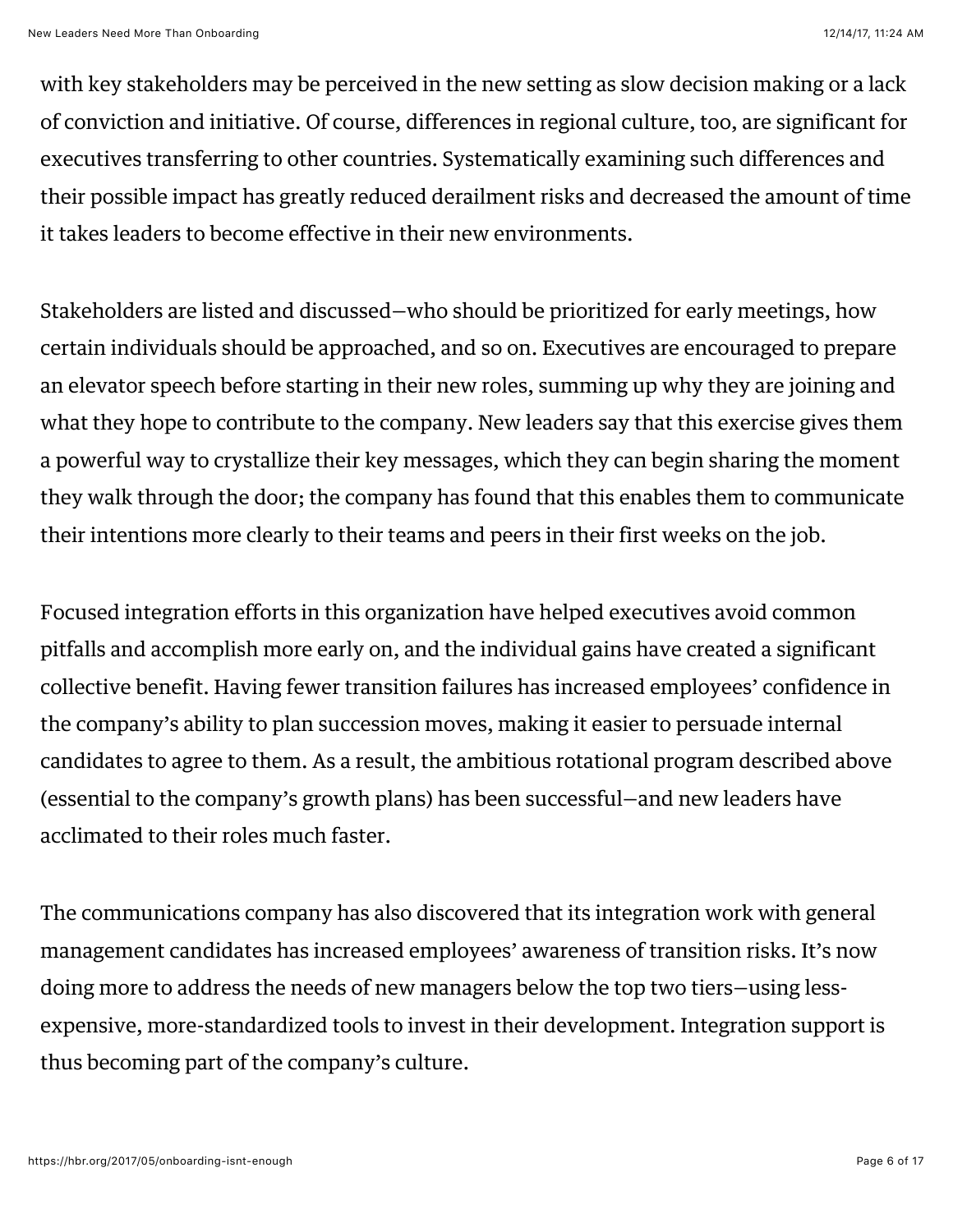with key stakeholders may be perceived in the new setting as slow decision making or a lack of conviction and initiative. Of course, differences in regional culture, too, are significant for executives transferring to other countries. Systematically examining such differences and their possible impact has greatly reduced derailment risks and decreased the amount of time it takes leaders to become effective in their new environments.

Stakeholders are listed and discussed—who should be prioritized for early meetings, how certain individuals should be approached, and so on. Executives are encouraged to prepare an elevator speech before starting in their new roles, summing up why they are joining and what they hope to contribute to the company. New leaders say that this exercise gives them a powerful way to crystallize their key messages, which they can begin sharing the moment they walk through the door; the company has found that this enables them to communicate their intentions more clearly to their teams and peers in their first weeks on the job.

Focused integration efforts in this organization have helped executives avoid common pitfalls and accomplish more early on, and the individual gains have created a significant collective benefit. Having fewer transition failures has increased employees' confidence in the company's ability to plan succession moves, making it easier to persuade internal candidates to agree to them. As a result, the ambitious rotational program described above (essential to the company's growth plans) has been successful—and new leaders have acclimated to their roles much faster.

The communications company has also discovered that its integration work with general management candidates has increased employees' awareness of transition risks. It's now doing more to address the needs of new managers below the top two tiers—using less-expensive, more-standardized tools to invest in their development. Integration support is thus becoming part of the company's culture.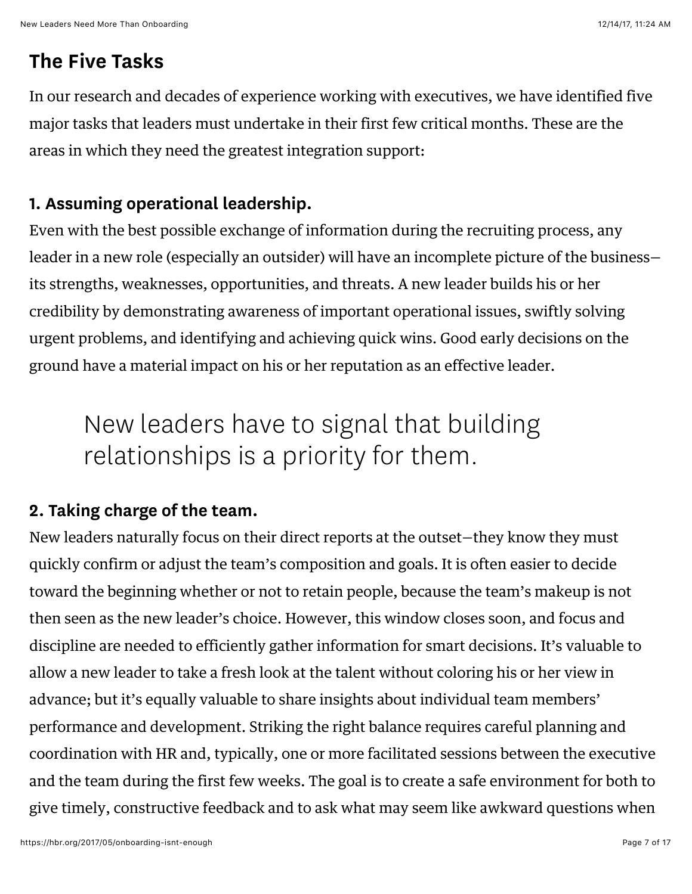## The Five Tasks

In our research and decades of experience working with executives, we have identified five major tasks that leaders must undertake in their first few critical months. These are the areas in which they need the greatest integration support:

### 1. Assuming operational leadership.

Even with the best possible exchange of information during the recruiting process, any leader in a new role (especially an outsider) will have an incomplete picture of the business—its strengths, weaknesses, opportunities, and threats. A new leader builds his or her credibility by demonstrating awareness of important operational issues, swiftly solving urgent problems, and identifying and achieving quick wins. Good early decisions on the ground have a material impact on his or her reputation as an effective leader.

> New leaders have to signal that building relationships is a priority for them.

### 2. Taking charge of the team.

New leaders naturally focus on their direct reports at the outset—they know they must quickly confirm or adjust the team's composition and goals. It is often easier to decide toward the beginning whether or not to retain people, because the team's makeup is not then seen as the new leader's choice. However, this window closes soon, and focus and discipline are needed to efficiently gather information for smart decisions. It's valuable to allow a new leader to take a fresh look at the talent without coloring his or her view in advance; but it's equally valuable to share insights about individual team members' performance and development. Striking the right balance requires careful planning and coordination with HR and, typically, one or more facilitated sessions between the executive and the team during the first few weeks. The goal is to create a safe environment for both to give timely, constructive feedback and to ask what may seem like awkward questions when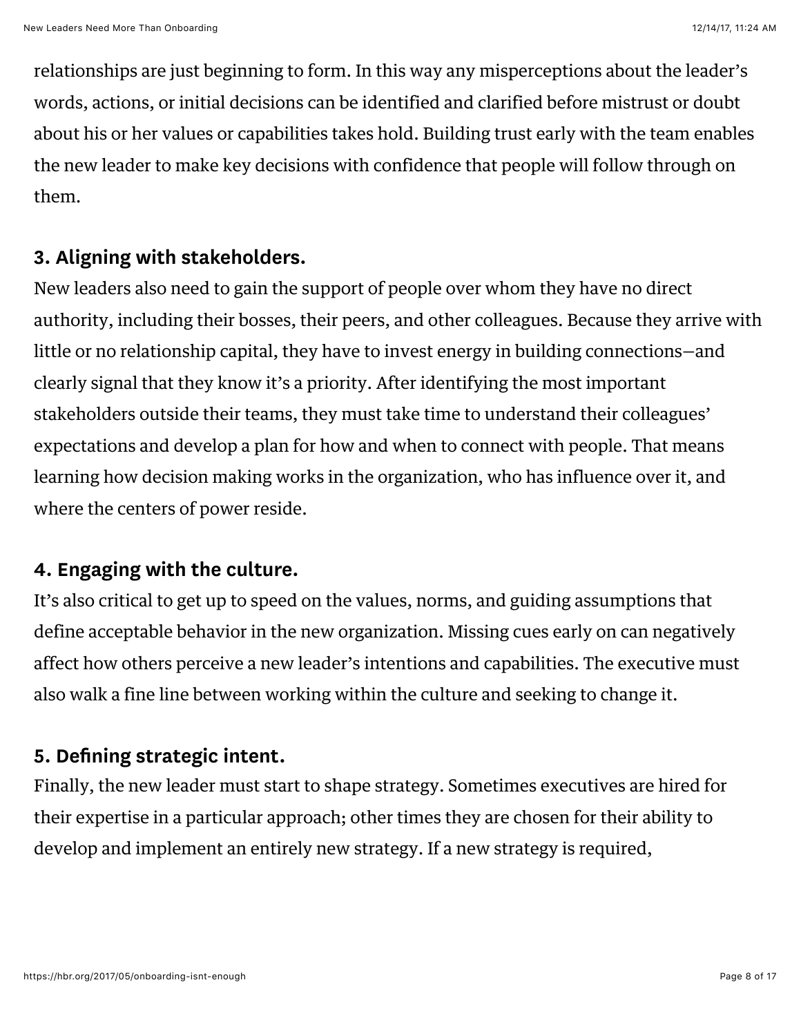relationships are just beginning to form. In this way any misperceptions about the leader's words, actions, or initial decisions can be identified and clarified before mistrust or doubt about his or her values or capabilities takes hold. Building trust early with the team enables the new leader to make key decisions with confidence that people will follow through on them.

### 3. Aligning with stakeholders.

New leaders also need to gain the support of people over whom they have no direct authority, including their bosses, their peers, and other colleagues. Because they arrive with little or no relationship capital, they have to invest energy in building connections—and clearly signal that they know it's a priority. After identifying the most important stakeholders outside their teams, they must take time to understand their colleagues' expectations and develop a plan for how and when to connect with people. That means learning how decision making works in the organization, who has influence over it, and where the centers of power reside.

### 4. Engaging with the culture.

It's also critical to get up to speed on the values, norms, and guiding assumptions that define acceptable behavior in the new organization. Missing cues early on can negatively affect how others perceive a new leader's intentions and capabilities. The executive must also walk a fine line between working within the culture and seeking to change it.

### 5. Defining strategic intent.

Finally, the new leader must start to shape strategy. Sometimes executives are hired for their expertise in a particular approach; other times they are chosen for their ability to develop and implement an entirely new strategy. If a new strategy is required,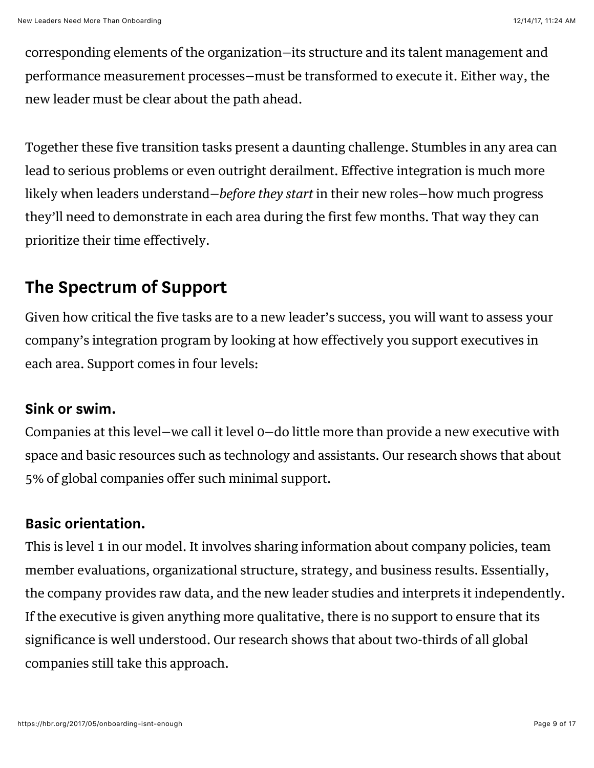corresponding elements of the organization—its structure and its talent management and performance measurement processes—must be transformed to execute it. Either way, the new leader must be clear about the path ahead.

Together these five transition tasks present a daunting challenge. Stumbles in any area can lead to serious problems or even outright derailment. Effective integration is much more likely when leaders understand—*before they start* in their new roles—how much progress they'll need to demonstrate in each area during the first few months. That way they can prioritize their time effectively.

## The Spectrum of Support

Given how critical the five tasks are to a new leader's success, you will want to assess your company's integration program by looking at how effectively you support executives in each area. Support comes in four levels:

### Sink or swim.

Companies at this level—we call it level 0—do little more than provide a new executive with space and basic resources such as technology and assistants. Our research shows that about 5% of global companies offer such minimal support.

### Basic orientation.

This is level 1 in our model. It involves sharing information about company policies, team member evaluations, organizational structure, strategy, and business results. Essentially, the company provides raw data, and the new leader studies and interprets it independently. If the executive is given anything more qualitative, there is no support to ensure that its significance is well understood. Our research shows that about two-thirds of all global companies still take this approach.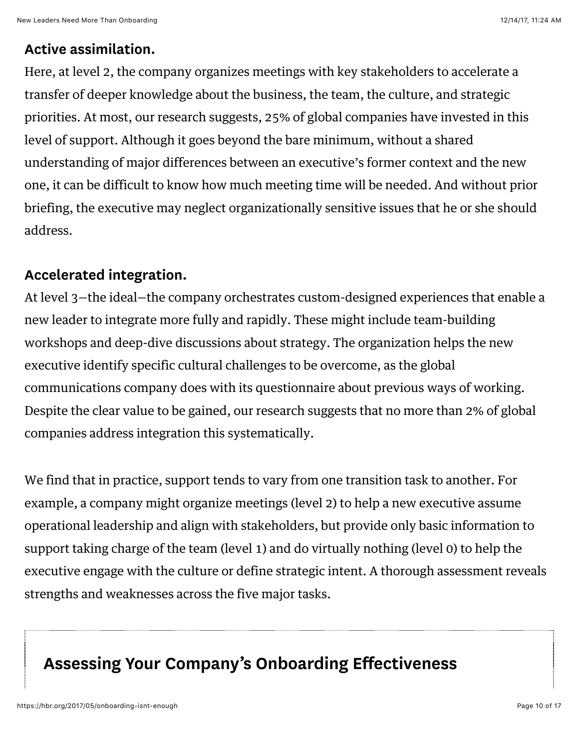**Active assimilation.**

Here, at level 2, the company organizes meetings with key stakeholders to accelerate a transfer of deeper knowledge about the business, the team, the culture, and strategic priorities. At most, our research suggests, 25% of global companies have invested in this level of support. Although it goes beyond the bare minimum, without a shared understanding of major differences between an executive's former context and the new one, it can be difficult to know how much meeting time will be needed. And without prior briefing, the executive may neglect organizationally sensitive issues that he or she should address.

**Accelerated integration.**

At level 3—the ideal—the company orchestrates custom-designed experiences that enable a new leader to integrate more fully and rapidly. These might include team-building workshops and deep-dive discussions about strategy. The organization helps the new executive identify specific cultural challenges to be overcome, as the global communications company does with its questionnaire about previous ways of working. Despite the clear value to be gained, our research suggests that no more than 2% of global companies address integration this systematically.

We find that in practice, support tends to vary from one transition task to another. For example, a company might organize meetings (level 2) to help a new executive assume operational leadership and align with stakeholders, but provide only basic information to support taking charge of the team (level 1) and do virtually nothing (level 0) to help the executive engage with the culture or define strategic intent. A thorough assessment reveals strengths and weaknesses across the five major tasks.

## Assessing Your Company's Onboarding Effectiveness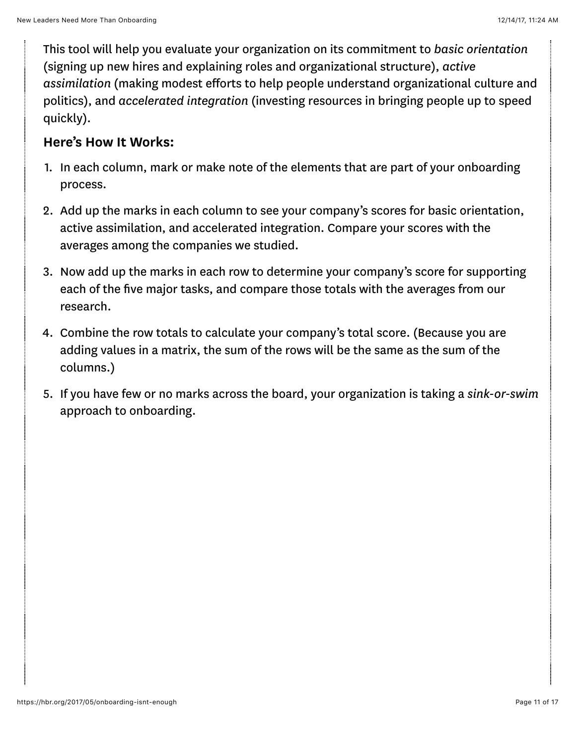This tool will help you evaluate your organization on its commitment to *basic orientation* (signing up new hires and explaining roles and organizational structure), *active assimilation* (making modest efforts to help people understand organizational culture and politics), and *accelerated integration* (investing resources in bringing people up to speed quickly).

**Here's How It Works:**

1. In each column, mark or make note of the elements that are part of your onboarding process.
2. Add up the marks in each column to see your company's scores for basic orientation, active assimilation, and accelerated integration. Compare your scores with the averages among the companies we studied.
3. Now add up the marks in each row to determine your company's score for supporting each of the five major tasks, and compare those totals with the averages from our research.
4. Combine the row totals to calculate your company's total score. (Because you are adding values in a matrix, the sum of the rows will be the same as the sum of the columns.)
5. If you have few or no marks across the board, your organization is taking a *sink-or-swim* approach to onboarding.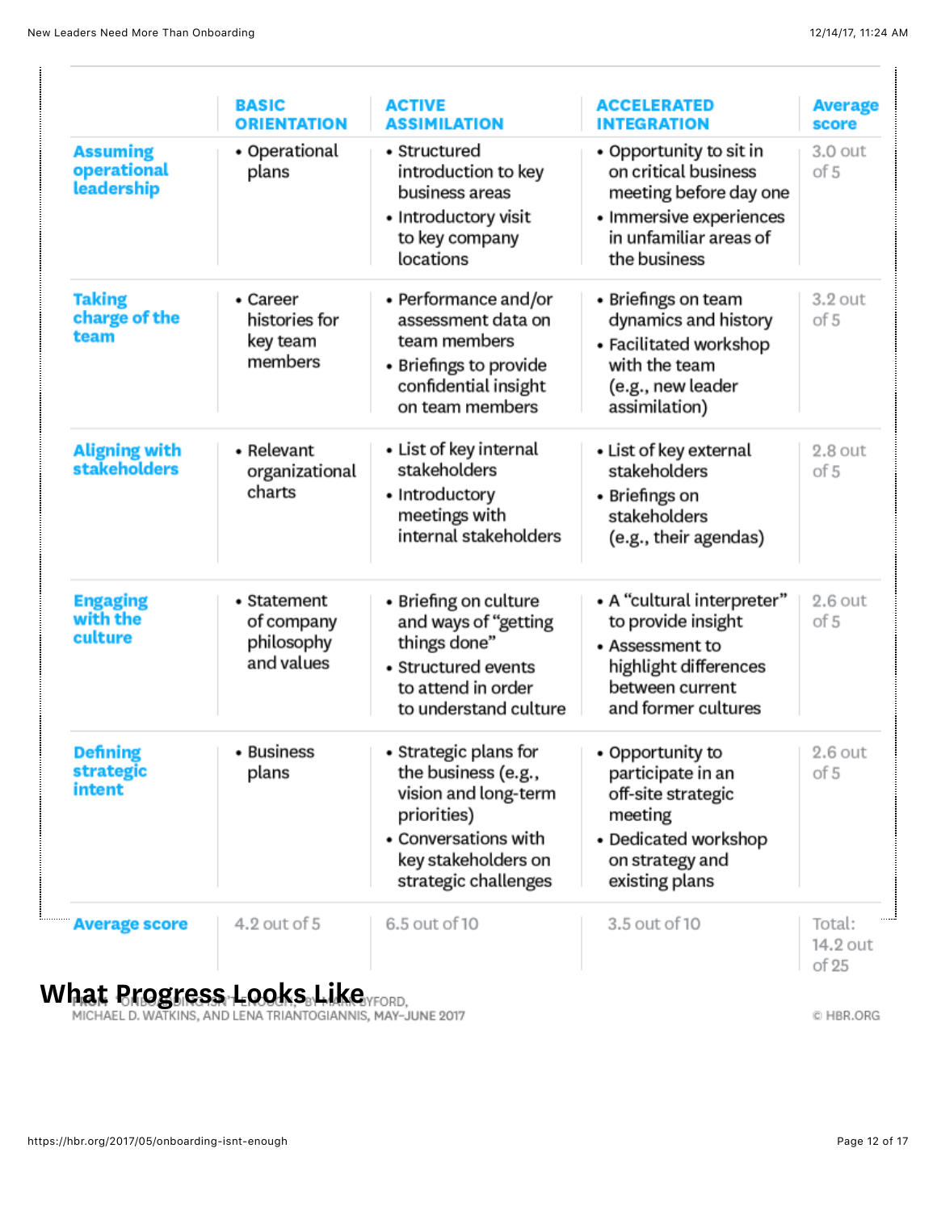| | BASIC ORIENTATION | ACTIVE ASSIMILATION | ACCELERATED INTEGRATION | Average score |
|---|---|---|---|---|
| **Assuming operational leadership** | • Operational plans | • Structured introduction to key business areas<br>• Introductory visit to key company locations | • Opportunity to sit in on critical business meeting before day one<br>• Immersive experiences in unfamiliar areas of the business | 3.0 out of 5 |
| **Taking charge of the team** | • Career histories for key team members | • Performance and/or assessment data on team members<br>• Briefings to provide confidential insight on team members | • Briefings on team dynamics and history<br>• Facilitated workshop with the team (e.g., new leader assimilation) | 3.2 out of 5 |
| **Aligning with stakeholders** | • Relevant organizational charts | • List of key internal stakeholders<br>• Introductory meetings with internal stakeholders | • List of key external stakeholders<br>• Briefings on stakeholders (e.g., their agendas) | 2.8 out of 5 |
| **Engaging with the culture** | • Statement of company philosophy and values | • Briefing on culture and ways of "getting things done"<br>• Structured events to attend in order to understand culture | • A "cultural interpreter" to provide insight<br>• Assessment to highlight differences between current and former cultures | 2.6 out of 5 |
| **Defining strategic intent** | • Business plans | • Strategic plans for the business (e.g., vision and long-term priorities)<br>• Conversations with key stakeholders on strategic challenges | • Opportunity to participate in an off-site strategic meeting<br>• Dedicated workshop on strategy and existing plans | 2.6 out of 5 |
| **Average score** | 4.2 out of 5 | 6.5 out of 10 | 3.5 out of 10 | Total: 14.2 out of 25 |

FROM "ONBOARDING ISN'T ENOUGH," BY MARK BYFORD, MICHAEL D. WATKINS, AND LENA TRIANTOGIANNIS, MAY–JUNE 2017

© HBR.ORG

## What Progress Looks Like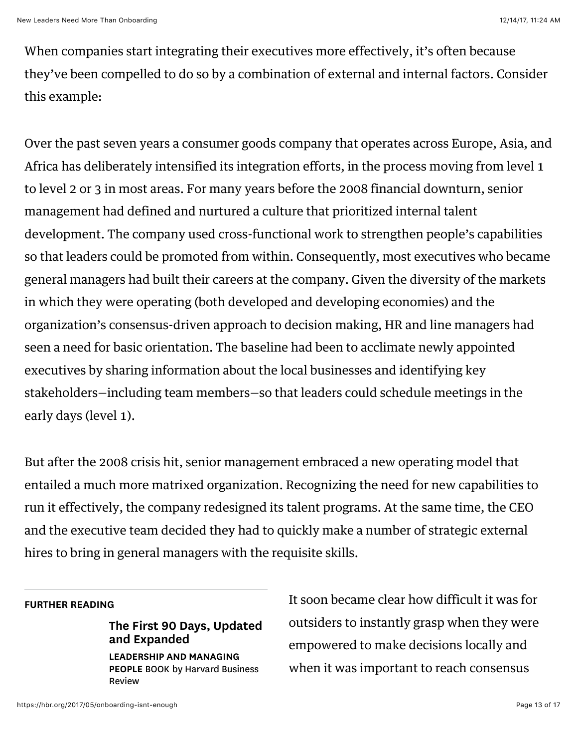When companies start integrating their executives more effectively, it's often because they've been compelled to do so by a combination of external and internal factors. Consider this example:

Over the past seven years a consumer goods company that operates across Europe, Asia, and Africa has deliberately intensified its integration efforts, in the process moving from level 1 to level 2 or 3 in most areas. For many years before the 2008 financial downturn, senior management had defined and nurtured a culture that prioritized internal talent development. The company used cross-functional work to strengthen people's capabilities so that leaders could be promoted from within. Consequently, most executives who became general managers had built their careers at the company. Given the diversity of the markets in which they were operating (both developed and developing economies) and the organization's consensus-driven approach to decision making, HR and line managers had seen a need for basic orientation. The baseline had been to acclimate newly appointed executives by sharing information about the local businesses and identifying key stakeholders—including team members—so that leaders could schedule meetings in the early days (level 1).

But after the 2008 crisis hit, senior management embraced a new operating model that entailed a much more matrixed organization. Recognizing the need for new capabilities to run it effectively, the company redesigned its talent programs. At the same time, the CEO and the executive team decided they had to quickly make a number of strategic external hires to bring in general managers with the requisite skills.

**FURTHER READING**

**The First 90 Days, Updated and Expanded**

**LEADERSHIP AND MANAGING PEOPLE** BOOK by Harvard Business Review

It soon became clear how difficult it was for outsiders to instantly grasp when they were empowered to make decisions locally and when it was important to reach consensus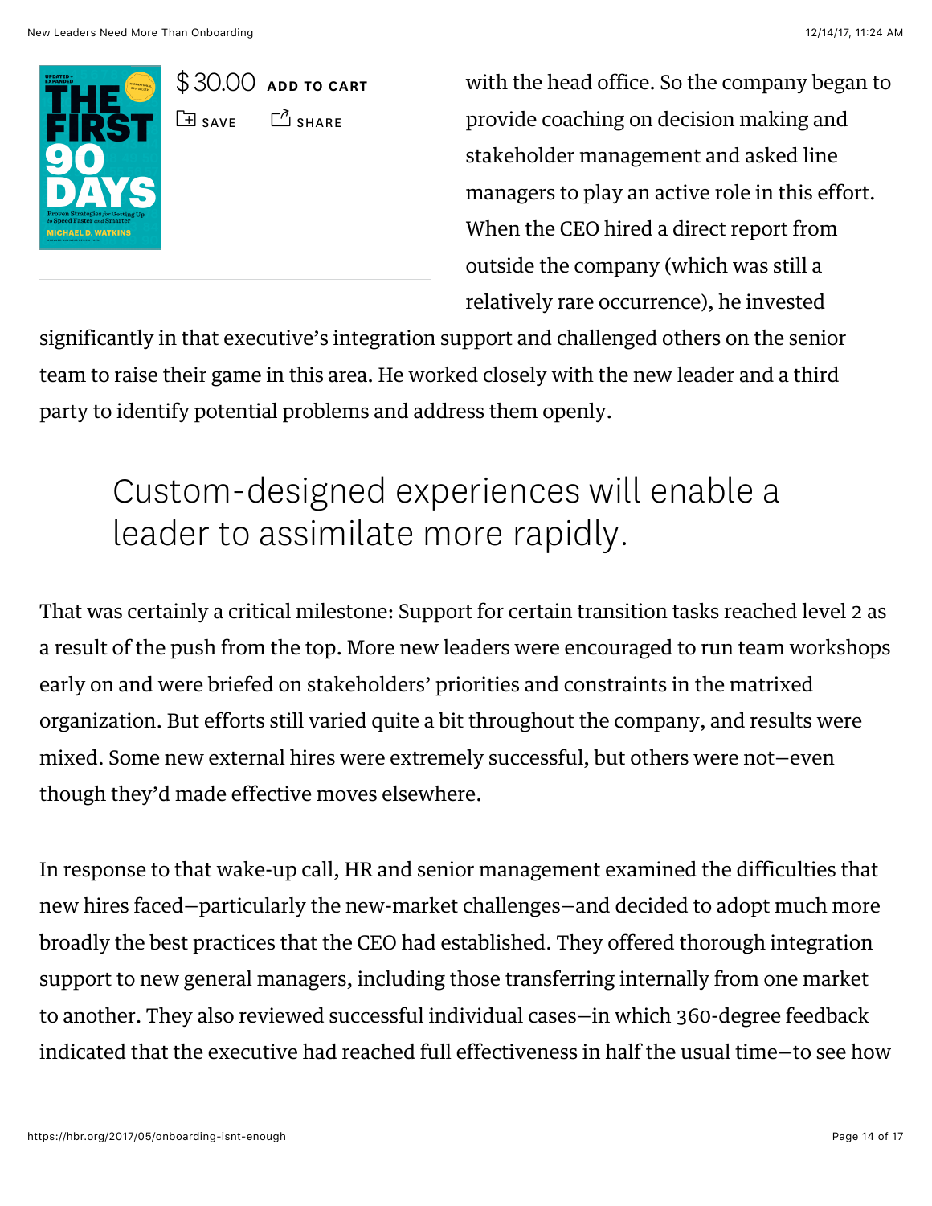$30.00 ADD TO CART

SAVE SHARE

with the head office. So the company began to provide coaching on decision making and stakeholder management and asked line managers to play an active role in this effort. When the CEO hired a direct report from outside the company (which was still a relatively rare occurrence), he invested significantly in that executive's integration support and challenged others on the senior team to raise their game in this area. He worked closely with the new leader and a third party to identify potential problems and address them openly.

> Custom-designed experiences will enable a leader to assimilate more rapidly.

That was certainly a critical milestone: Support for certain transition tasks reached level 2 as a result of the push from the top. More new leaders were encouraged to run team workshops early on and were briefed on stakeholders' priorities and constraints in the matrixed organization. But efforts still varied quite a bit throughout the company, and results were mixed. Some new external hires were extremely successful, but others were not—even though they'd made effective moves elsewhere.

In response to that wake-up call, HR and senior management examined the difficulties that new hires faced—particularly the new-market challenges—and decided to adopt much more broadly the best practices that the CEO had established. They offered thorough integration support to new general managers, including those transferring internally from one market to another. They also reviewed successful individual cases—in which 360-degree feedback indicated that the executive had reached full effectiveness in half the usual time—to see how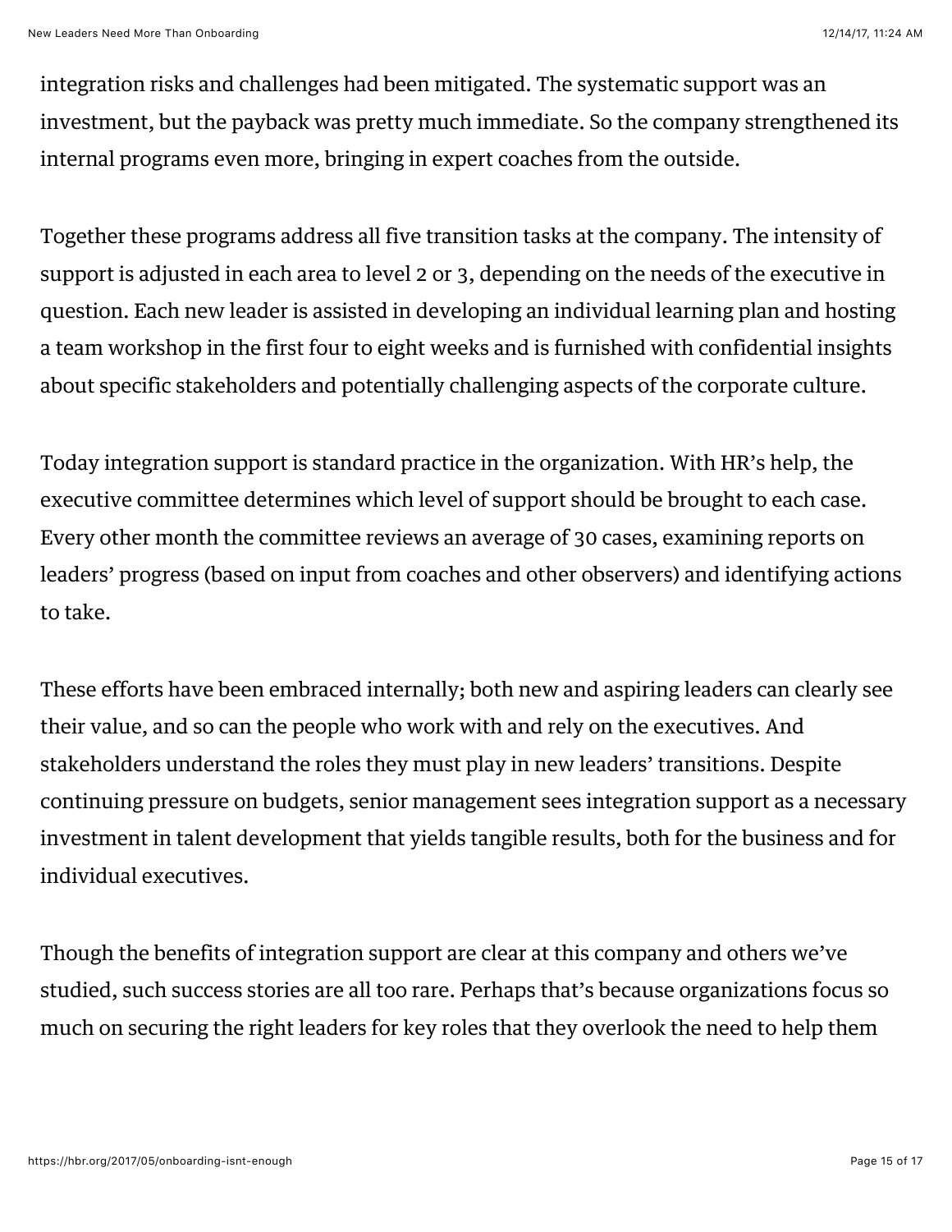integration risks and challenges had been mitigated. The systematic support was an investment, but the payback was pretty much immediate. So the company strengthened its internal programs even more, bringing in expert coaches from the outside.

Together these programs address all five transition tasks at the company. The intensity of support is adjusted in each area to level 2 or 3, depending on the needs of the executive in question. Each new leader is assisted in developing an individual learning plan and hosting a team workshop in the first four to eight weeks and is furnished with confidential insights about specific stakeholders and potentially challenging aspects of the corporate culture.

Today integration support is standard practice in the organization. With HR's help, the executive committee determines which level of support should be brought to each case. Every other month the committee reviews an average of 30 cases, examining reports on leaders' progress (based on input from coaches and other observers) and identifying actions to take.

These efforts have been embraced internally; both new and aspiring leaders can clearly see their value, and so can the people who work with and rely on the executives. And stakeholders understand the roles they must play in new leaders' transitions. Despite continuing pressure on budgets, senior management sees integration support as a necessary investment in talent development that yields tangible results, both for the business and for individual executives.

Though the benefits of integration support are clear at this company and others we've studied, such success stories are all too rare. Perhaps that's because organizations focus so much on securing the right leaders for key roles that they overlook the need to help them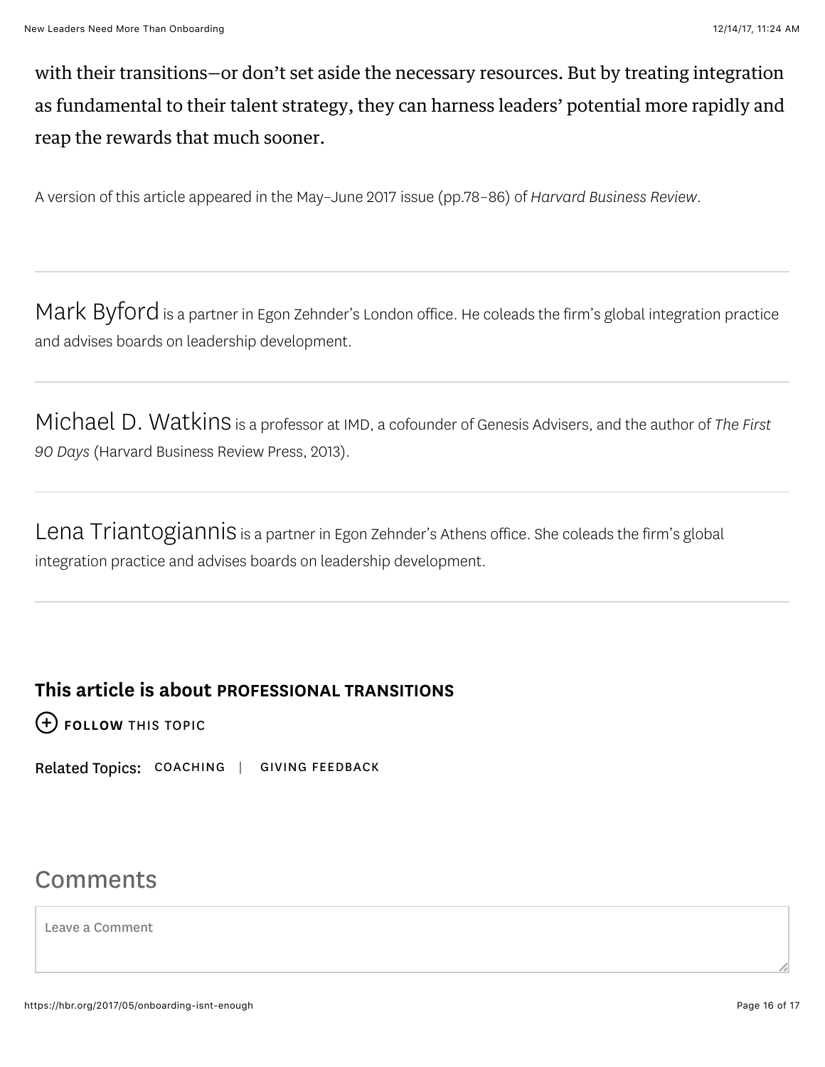with their transitions—or don't set aside the necessary resources. But by treating integration as fundamental to their talent strategy, they can harness leaders' potential more rapidly and reap the rewards that much sooner.

A version of this article appeared in the May–June 2017 issue (pp.78–86) of *Harvard Business Review*.

---

Mark Byford is a partner in Egon Zehnder's London office. He coleads the firm's global integration practice and advises boards on leadership development.

---

Michael D. Watkins is a professor at IMD, a cofounder of Genesis Advisers, and the author of *The First 90 Days* (Harvard Business Review Press, 2013).

---

Lena Triantogiannis is a partner in Egon Zehnder's Athens office. She coleads the firm's global integration practice and advises boards on leadership development.

---

**This article is about PROFESSIONAL TRANSITIONS**

**FOLLOW** THIS TOPIC

Related Topics: COACHING | GIVING FEEDBACK

## Comments

Leave a Comment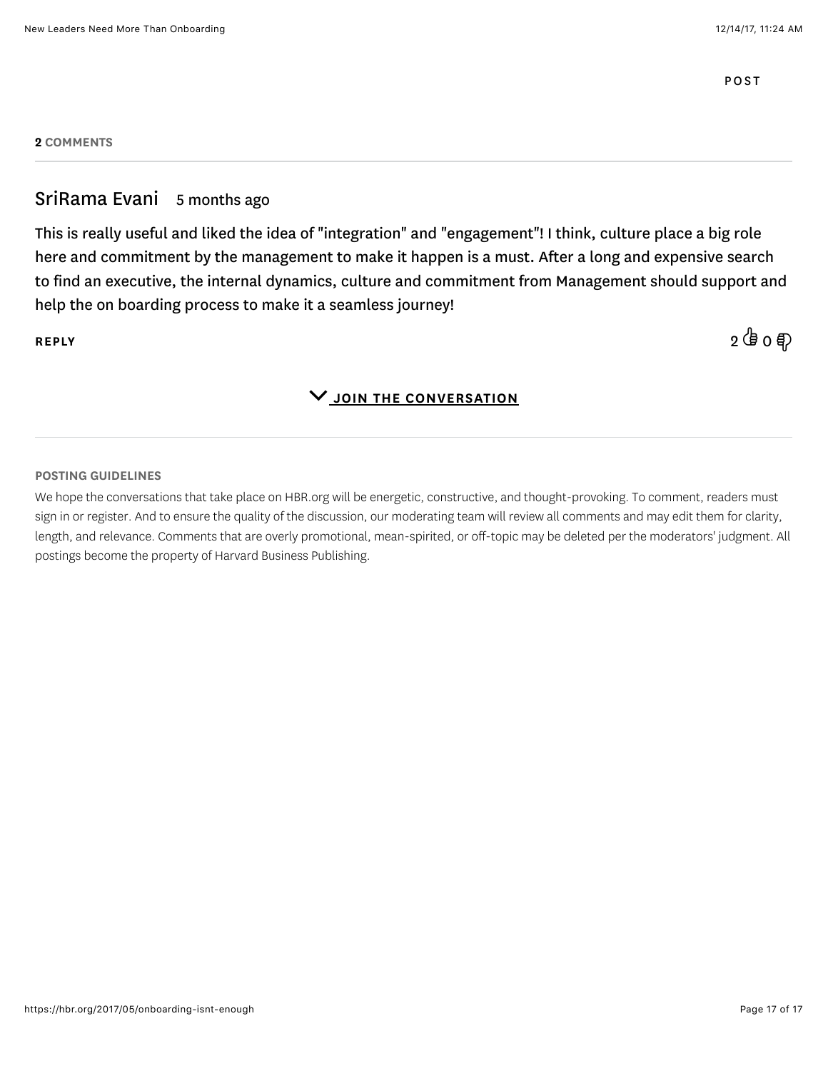POST

**2** COMMENTS

SriRama Evani 5 months ago

This is really useful and liked the idea of "integration" and "engagement"! I think, culture place a big role here and commitment by the management to make it happen is a must. After a long and expensive search to find an executive, the internal dynamics, culture and commitment from Management should support and help the on boarding process to make it a seamless journey!

REPLY

2 👍 0 👎

**JOIN THE CONVERSATION**

**POSTING GUIDELINES**

We hope the conversations that take place on HBR.org will be energetic, constructive, and thought-provoking. To comment, readers must sign in or register. And to ensure the quality of the discussion, our moderating team will review all comments and may edit them for clarity, length, and relevance. Comments that are overly promotional, mean-spirited, or off-topic may be deleted per the moderators' judgment. All postings become the property of Harvard Business Publishing.